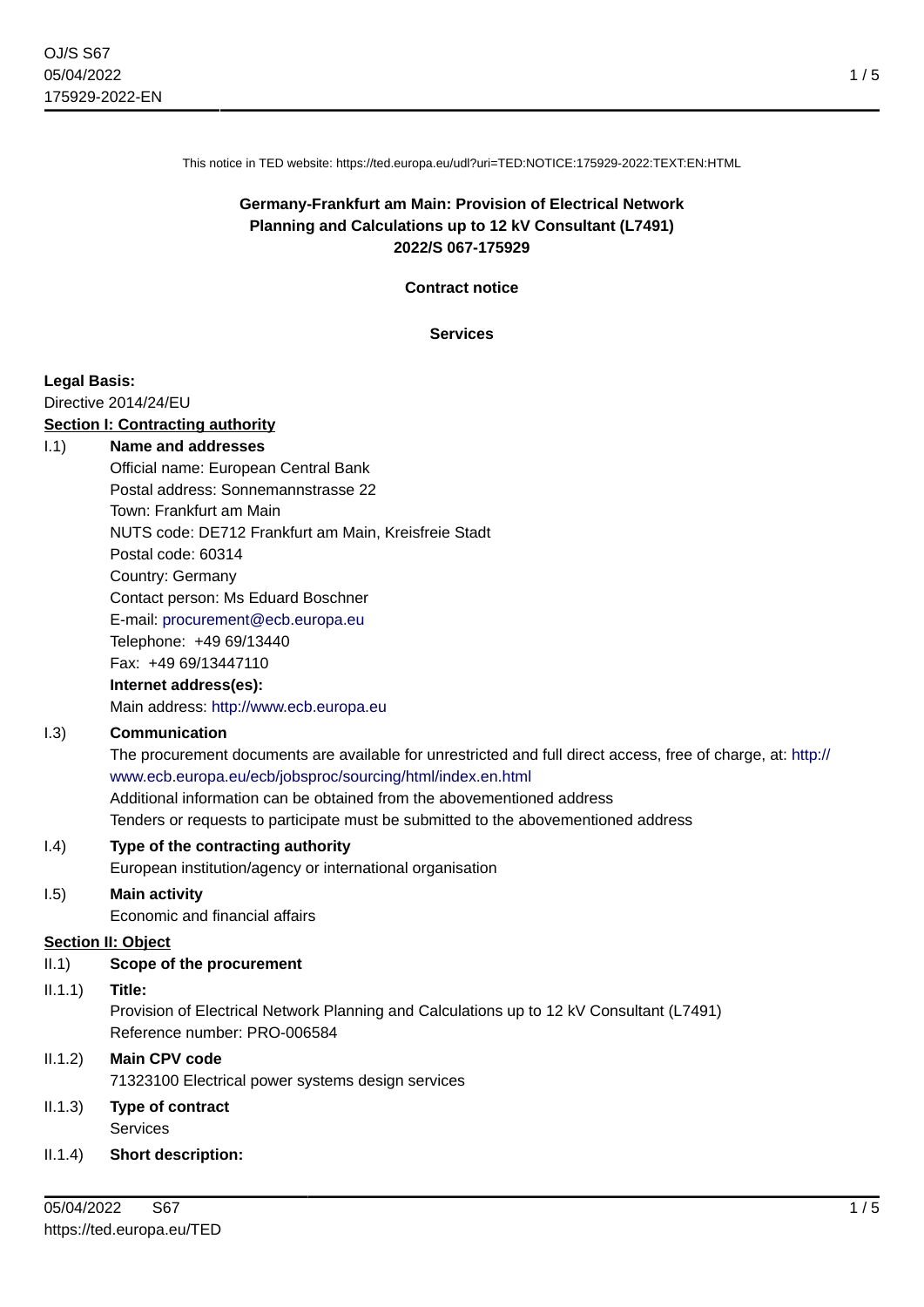This notice in TED website: https://ted.europa.eu/udl?uri=TED:NOTICE:175929-2022:TEXT:EN:HTML

# Germany-Frankfurt am Main: Provision of Electrical Network Planning and Calculations up to 12 kV Consultant (L7491)
# 2022/S 067-175929

## Contract notice

## Services

**Legal Basis:**

Directive 2014/24/EU

**Section I: Contracting authority**

I.1) **Name and addresses**

Official name: European Central Bank
Postal address: Sonnemannstrasse 22
Town: Frankfurt am Main
NUTS code: DE712 Frankfurt am Main, Kreisfreie Stadt
Postal code: 60314
Country: Germany
Contact person: Ms Eduard Boschner
E-mail: procurement@ecb.europa.eu
Telephone: +49 69/13440
Fax: +49 69/13447110

**Internet address(es):**

Main address: http://www.ecb.europa.eu

I.3) **Communication**

The procurement documents are available for unrestricted and full direct access, free of charge, at: http://www.ecb.europa.eu/ecb/jobsproc/sourcing/html/index.en.html
Additional information can be obtained from the abovementioned address
Tenders or requests to participate must be submitted to the abovementioned address

I.4) **Type of the contracting authority**

European institution/agency or international organisation

I.5) **Main activity**

Economic and financial affairs

**Section II: Object**

II.1) **Scope of the procurement**

II.1.1) **Title:**

Provision of Electrical Network Planning and Calculations up to 12 kV Consultant (L7491)
Reference number: PRO-006584

II.1.2) **Main CPV code**

71323100 Electrical power systems design services

II.1.3) **Type of contract**

Services

II.1.4) **Short description:**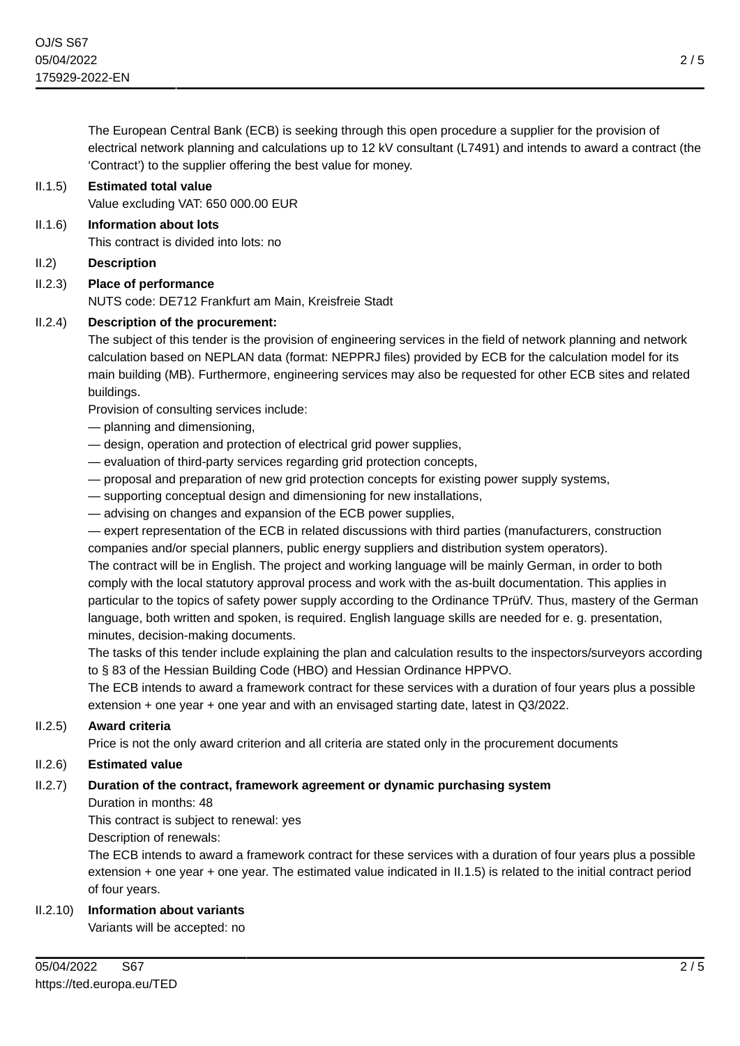The European Central Bank (ECB) is seeking through this open procedure a supplier for the provision of electrical network planning and calculations up to 12 kV consultant (L7491) and intends to award a contract (the 'Contract') to the supplier offering the best value for money.

II.1.5) **Estimated total value**

Value excluding VAT: 650 000.00 EUR

II.1.6) **Information about lots**

This contract is divided into lots: no

II.2) **Description**

II.2.3) **Place of performance**

NUTS code: DE712 Frankfurt am Main, Kreisfreie Stadt

II.2.4) **Description of the procurement:**

The subject of this tender is the provision of engineering services in the field of network planning and network calculation based on NEPLAN data (format: NEPPRJ files) provided by ECB for the calculation model for its main building (MB). Furthermore, engineering services may also be requested for other ECB sites and related buildings.

Provision of consulting services include:

— planning and dimensioning,

— design, operation and protection of electrical grid power supplies,

— evaluation of third-party services regarding grid protection concepts,

— proposal and preparation of new grid protection concepts for existing power supply systems,

— supporting conceptual design and dimensioning for new installations,

— advising on changes and expansion of the ECB power supplies,

— expert representation of the ECB in related discussions with third parties (manufacturers, construction companies and/or special planners, public energy suppliers and distribution system operators).

The contract will be in English. The project and working language will be mainly German, in order to both comply with the local statutory approval process and work with the as-built documentation. This applies in particular to the topics of safety power supply according to the Ordinance TPrüfV. Thus, mastery of the German language, both written and spoken, is required. English language skills are needed for e. g. presentation, minutes, decision-making documents.

The tasks of this tender include explaining the plan and calculation results to the inspectors/surveyors according to § 83 of the Hessian Building Code (HBO) and Hessian Ordinance HPPVO.

The ECB intends to award a framework contract for these services with a duration of four years plus a possible extension + one year + one year and with an envisaged starting date, latest in Q3/2022.

II.2.5) **Award criteria**

Price is not the only award criterion and all criteria are stated only in the procurement documents

II.2.6) **Estimated value**

II.2.7) **Duration of the contract, framework agreement or dynamic purchasing system**

Duration in months: 48

This contract is subject to renewal: yes

Description of renewals:

The ECB intends to award a framework contract for these services with a duration of four years plus a possible extension + one year + one year. The estimated value indicated in II.1.5) is related to the initial contract period of four years.

II.2.10) **Information about variants**

Variants will be accepted: no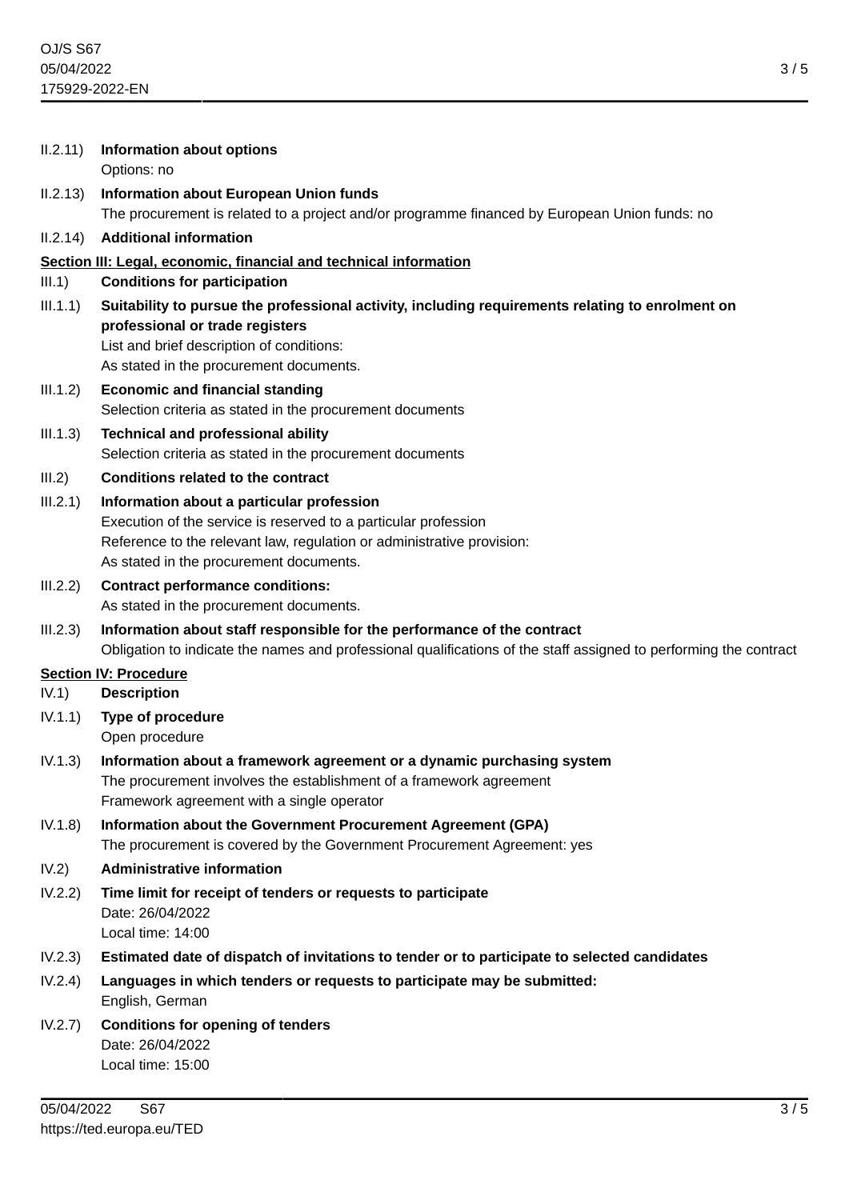II.2.11) **Information about options**
Options: no

II.2.13) **Information about European Union funds**
The procurement is related to a project and/or programme financed by European Union funds: no

II.2.14) **Additional information**

## Section III: Legal, economic, financial and technical information

III.1) **Conditions for participation**

III.1.1) **Suitability to pursue the professional activity, including requirements relating to enrolment on professional or trade registers**
List and brief description of conditions:
As stated in the procurement documents.

III.1.2) **Economic and financial standing**
Selection criteria as stated in the procurement documents

III.1.3) **Technical and professional ability**
Selection criteria as stated in the procurement documents

III.2) **Conditions related to the contract**

III.2.1) **Information about a particular profession**
Execution of the service is reserved to a particular profession
Reference to the relevant law, regulation or administrative provision:
As stated in the procurement documents.

III.2.2) **Contract performance conditions:**
As stated in the procurement documents.

III.2.3) **Information about staff responsible for the performance of the contract**
Obligation to indicate the names and professional qualifications of the staff assigned to performing the contract

## Section IV: Procedure

IV.1) **Description**

IV.1.1) **Type of procedure**
Open procedure

IV.1.3) **Information about a framework agreement or a dynamic purchasing system**
The procurement involves the establishment of a framework agreement
Framework agreement with a single operator

IV.1.8) **Information about the Government Procurement Agreement (GPA)**
The procurement is covered by the Government Procurement Agreement: yes

IV.2) **Administrative information**

IV.2.2) **Time limit for receipt of tenders or requests to participate**
Date: 26/04/2022
Local time: 14:00

IV.2.3) **Estimated date of dispatch of invitations to tender or to participate to selected candidates**

IV.2.4) **Languages in which tenders or requests to participate may be submitted:**
English, German

IV.2.7) **Conditions for opening of tenders**
Date: 26/04/2022
Local time: 15:00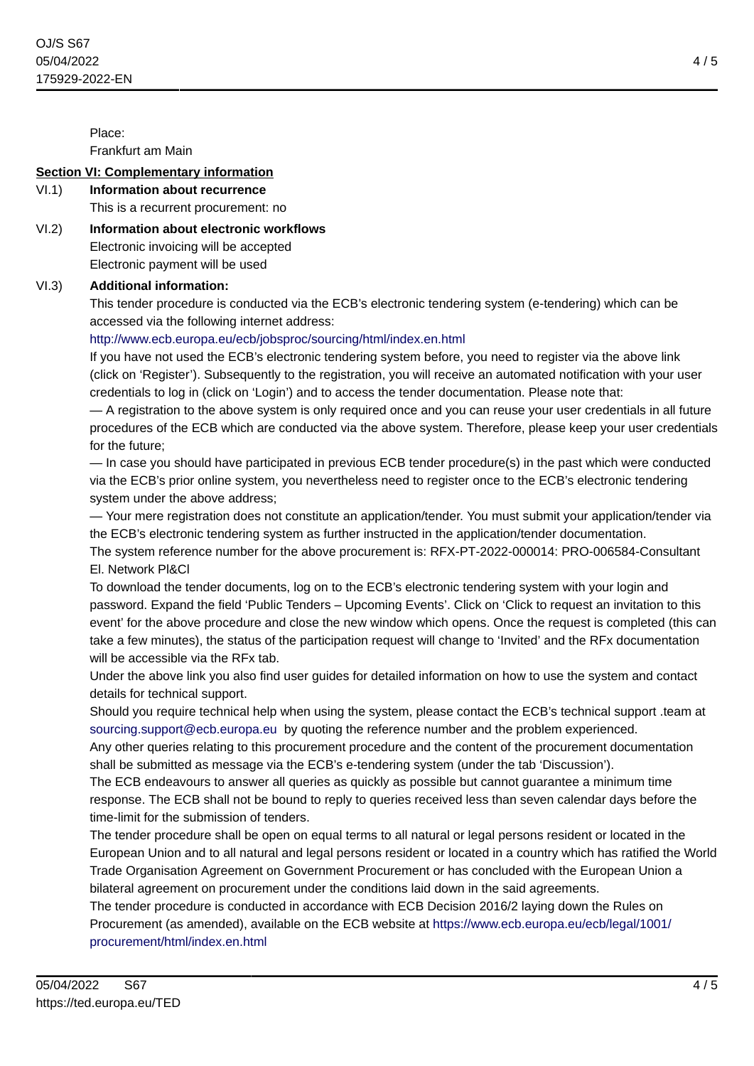Place:
Frankfurt am Main

## Section VI: Complementary information

**VI.1) Information about recurrence**

This is a recurrent procurement: no

**VI.2) Information about electronic workflows**

Electronic invoicing will be accepted
Electronic payment will be used

**VI.3) Additional information:**

This tender procedure is conducted via the ECB's electronic tendering system (e-tendering) which can be accessed via the following internet address:
http://www.ecb.europa.eu/ecb/jobsproc/sourcing/html/index.en.html
If you have not used the ECB's electronic tendering system before, you need to register via the above link (click on 'Register'). Subsequently to the registration, you will receive an automated notification with your user credentials to log in (click on 'Login') and to access the tender documentation. Please note that:
— A registration to the above system is only required once and you can reuse your user credentials in all future procedures of the ECB which are conducted via the above system. Therefore, please keep your user credentials for the future;
— In case you should have participated in previous ECB tender procedure(s) in the past which were conducted via the ECB's prior online system, you nevertheless need to register once to the ECB's electronic tendering system under the above address;
— Your mere registration does not constitute an application/tender. You must submit your application/tender via the ECB's electronic tendering system as further instructed in the application/tender documentation.
The system reference number for the above procurement is: RFX-PT-2022-000014: PRO-006584-Consultant El. Network Pl&Cl
To download the tender documents, log on to the ECB's electronic tendering system with your login and password. Expand the field 'Public Tenders – Upcoming Events'. Click on 'Click to request an invitation to this event' for the above procedure and close the new window which opens. Once the request is completed (this can take a few minutes), the status of the participation request will change to 'Invited' and the RFx documentation will be accessible via the RFx tab.
Under the above link you also find user guides for detailed information on how to use the system and contact details for technical support.
Should you require technical help when using the system, please contact the ECB's technical support .team at sourcing.support@ecb.europa.eu by quoting the reference number and the problem experienced.
Any other queries relating to this procurement procedure and the content of the procurement documentation shall be submitted as message via the ECB's e-tendering system (under the tab 'Discussion').
The ECB endeavours to answer all queries as quickly as possible but cannot guarantee a minimum time response. The ECB shall not be bound to reply to queries received less than seven calendar days before the time-limit for the submission of tenders.
The tender procedure shall be open on equal terms to all natural or legal persons resident or located in the European Union and to all natural and legal persons resident or located in a country which has ratified the World Trade Organisation Agreement on Government Procurement or has concluded with the European Union a bilateral agreement on procurement under the conditions laid down in the said agreements.
The tender procedure is conducted in accordance with ECB Decision 2016/2 laying down the Rules on Procurement (as amended), available on the ECB website at https://www.ecb.europa.eu/ecb/legal/1001/procurement/html/index.en.html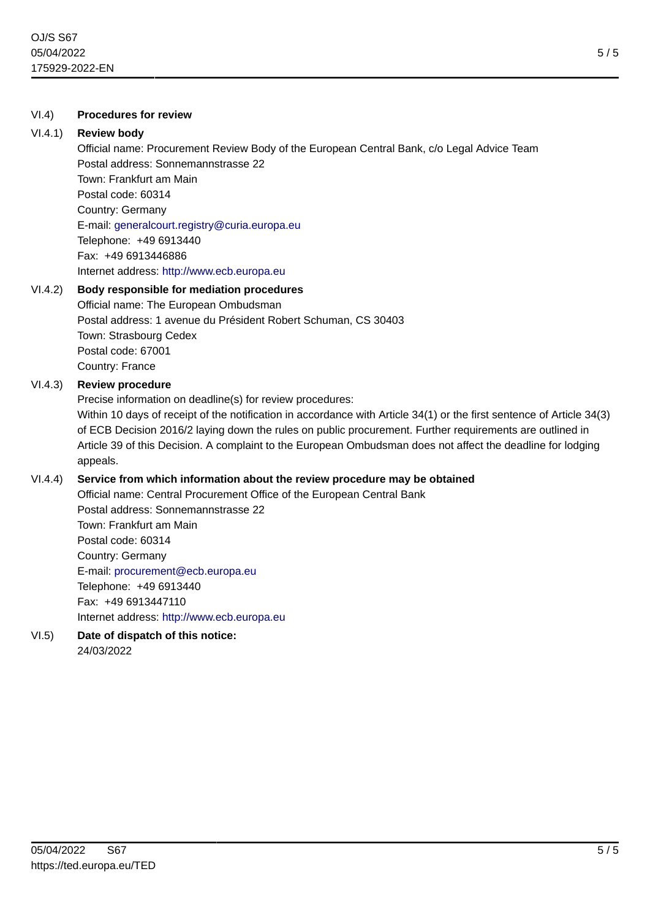VI.4) **Procedures for review**

VI.4.1) **Review body**

Official name: Procurement Review Body of the European Central Bank, c/o Legal Advice Team
Postal address: Sonnemannstrasse 22
Town: Frankfurt am Main
Postal code: 60314
Country: Germany
E-mail: generalcourt.registry@curia.europa.eu
Telephone: +49 6913440
Fax: +49 6913446886
Internet address: http://www.ecb.europa.eu

VI.4.2) **Body responsible for mediation procedures**

Official name: The European Ombudsman
Postal address: 1 avenue du Président Robert Schuman, CS 30403
Town: Strasbourg Cedex
Postal code: 67001
Country: France

VI.4.3) **Review procedure**

Precise information on deadline(s) for review procedures:
Within 10 days of receipt of the notification in accordance with Article 34(1) or the first sentence of Article 34(3) of ECB Decision 2016/2 laying down the rules on public procurement. Further requirements are outlined in Article 39 of this Decision. A complaint to the European Ombudsman does not affect the deadline for lodging appeals.

VI.4.4) **Service from which information about the review procedure may be obtained**

Official name: Central Procurement Office of the European Central Bank
Postal address: Sonnemannstrasse 22
Town: Frankfurt am Main
Postal code: 60314
Country: Germany
E-mail: procurement@ecb.europa.eu
Telephone: +49 6913440
Fax: +49 6913447110
Internet address: http://www.ecb.europa.eu

VI.5) **Date of dispatch of this notice:**

24/03/2022